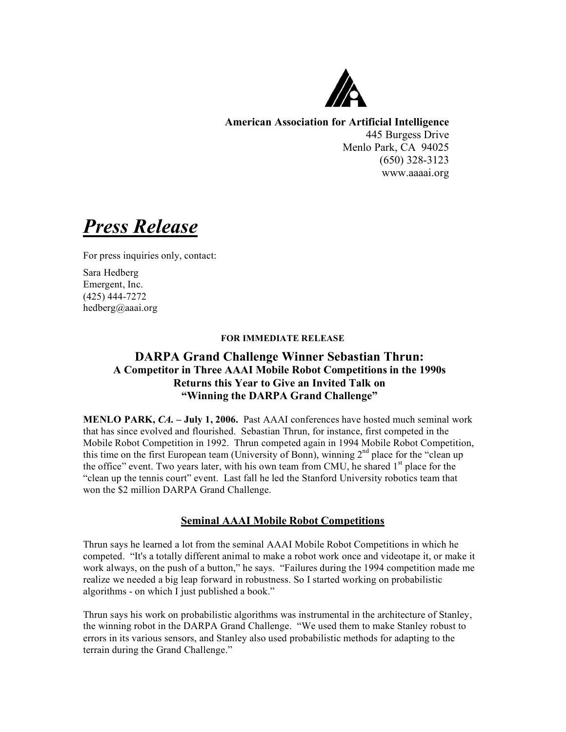**American Association for Artificial Intelligence**
445 Burgess Drive
Menlo Park, CA 94025
(650) 328-3123
www.aaaai.org

# ***Press Release***

For press inquiries only, contact:

Sara Hedberg
Emergent, Inc.
(425) 444-7272
hedberg@aaai.org

**FOR IMMEDIATE RELEASE**

## DARPA Grand Challenge Winner Sebastian Thrun:
### A Competitor in Three AAAI Mobile Robot Competitions in the 1990s Returns this Year to Give an Invited Talk on "Winning the DARPA Grand Challenge"

**MENLO PARK, *CA.* – July 1, 2006.** Past AAAI conferences have hosted much seminal work that has since evolved and flourished. Sebastian Thrun, for instance, first competed in the Mobile Robot Competition in 1992. Thrun competed again in 1994 Mobile Robot Competition, this time on the first European team (University of Bonn), winning 2nd place for the "clean up the office" event. Two years later, with his own team from CMU, he shared 1st place for the "clean up the tennis court" event. Last fall he led the Stanford University robotics team that won the $2 million DARPA Grand Challenge.

### Seminal AAAI Mobile Robot Competitions

Thrun says he learned a lot from the seminal AAAI Mobile Robot Competitions in which he competed. "It's a totally different animal to make a robot work once and videotape it, or make it work always, on the push of a button," he says. "Failures during the 1994 competition made me realize we needed a big leap forward in robustness. So I started working on probabilistic algorithms - on which I just published a book."

Thrun says his work on probabilistic algorithms was instrumental in the architecture of Stanley, the winning robot in the DARPA Grand Challenge. "We used them to make Stanley robust to errors in its various sensors, and Stanley also used probabilistic methods for adapting to the terrain during the Grand Challenge."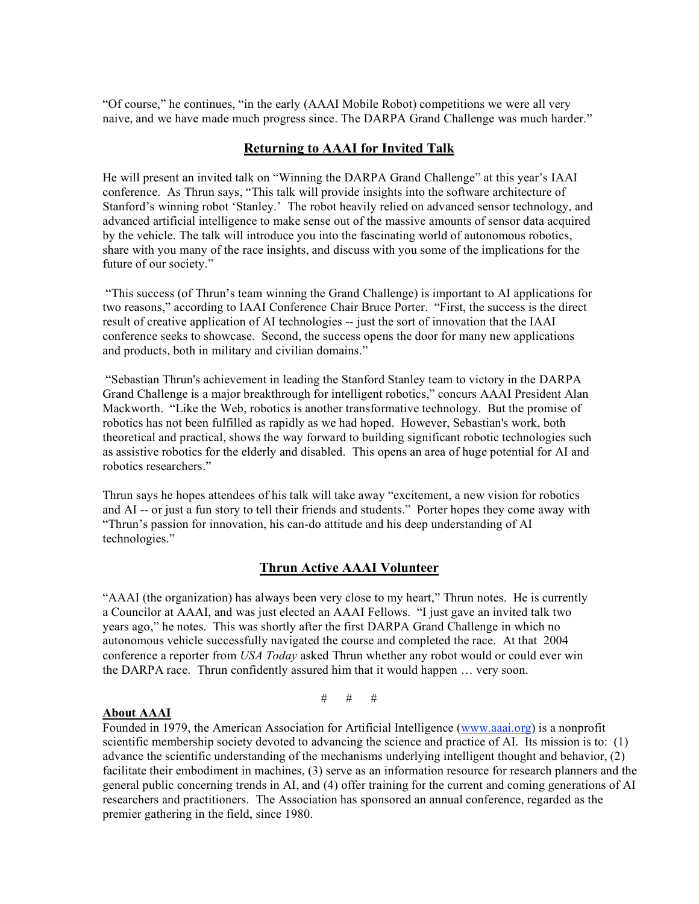"Of course," he continues, "in the early (AAAI Mobile Robot) competitions we were all very naive, and we have made much progress since. The DARPA Grand Challenge was much harder."

## Returning to AAAI for Invited Talk

He will present an invited talk on "Winning the DARPA Grand Challenge" at this year's IAAI conference. As Thrun says, "This talk will provide insights into the software architecture of Stanford's winning robot 'Stanley.' The robot heavily relied on advanced sensor technology, and advanced artificial intelligence to make sense out of the massive amounts of sensor data acquired by the vehicle. The talk will introduce you into the fascinating world of autonomous robotics, share with you many of the race insights, and discuss with you some of the implications for the future of our society."

"This success (of Thrun's team winning the Grand Challenge) is important to AI applications for two reasons," according to IAAI Conference Chair Bruce Porter. "First, the success is the direct result of creative application of AI technologies -- just the sort of innovation that the IAAI conference seeks to showcase. Second, the success opens the door for many new applications and products, both in military and civilian domains."

"Sebastian Thrun's achievement in leading the Stanford Stanley team to victory in the DARPA Grand Challenge is a major breakthrough for intelligent robotics," concurs AAAI President Alan Mackworth. "Like the Web, robotics is another transformative technology. But the promise of robotics has not been fulfilled as rapidly as we had hoped. However, Sebastian's work, both theoretical and practical, shows the way forward to building significant robotic technologies such as assistive robotics for the elderly and disabled. This opens an area of huge potential for AI and robotics researchers."

Thrun says he hopes attendees of his talk will take away "excitement, a new vision for robotics and AI -- or just a fun story to tell their friends and students." Porter hopes they come away with "Thrun's passion for innovation, his can-do attitude and his deep understanding of AI technologies."

## Thrun Active AAAI Volunteer

"AAAI (the organization) has always been very close to my heart," Thrun notes. He is currently a Councilor at AAAI, and was just elected an AAAI Fellows. "I just gave an invited talk two years ago," he notes. This was shortly after the first DARPA Grand Challenge in which no autonomous vehicle successfully navigated the course and completed the race. At that 2004 conference a reporter from *USA Today* asked Thrun whether any robot would or could ever win the DARPA race. Thrun confidently assured him that it would happen … very soon.

# # #

**About AAAI**

Founded in 1979, the American Association for Artificial Intelligence (www.aaai.org) is a nonprofit scientific membership society devoted to advancing the science and practice of AI. Its mission is to: (1) advance the scientific understanding of the mechanisms underlying intelligent thought and behavior, (2) facilitate their embodiment in machines, (3) serve as an information resource for research planners and the general public concerning trends in AI, and (4) offer training for the current and coming generations of AI researchers and practitioners. The Association has sponsored an annual conference, regarded as the premier gathering in the field, since 1980.